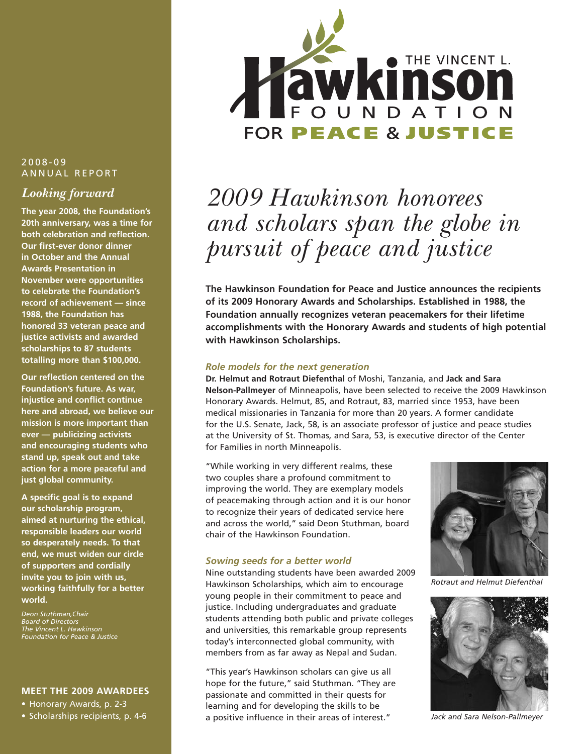# THE VINCENT L. Hawkinson FOUNDATION FOR PEACE & JUSTICE

2008-09
ANNUAL REPORT

## *Looking forward*

**The year 2008, the Foundation's 20th anniversary, was a time for both celebration and reflection. Our first-ever donor dinner in October and the Annual Awards Presentation in November were opportunities to celebrate the Foundation's record of achievement — since 1988, the Foundation has honored 33 veteran peace and justice activists and awarded scholarships to 87 students totalling more than $100,000.**

**Our reflection centered on the Foundation's future. As war, injustice and conflict continue here and abroad, we believe our mission is more important than ever — publicizing activists and encouraging students who stand up, speak out and take action for a more peaceful and just global community.**

**A specific goal is to expand our scholarship program, aimed at nurturing the ethical, responsible leaders our world so desperately needs. To that end, we must widen our circle of supporters and cordially invite you to join with us, working faithfully for a better world.**

*Deon Stuthman, Chair*
*Board of Directors*
*The Vincent L. Hawkinson Foundation for Peace & Justice*

**MEET THE 2009 AWARDEES**

- Honorary Awards, p. 2-3
- Scholarships recipients, p. 4-6

# *2009 Hawkinson honorees and scholars span the globe in pursuit of peace and justice*

**The Hawkinson Foundation for Peace and Justice announces the recipients of its 2009 Honorary Awards and Scholarships. Established in 1988, the Foundation annually recognizes veteran peacemakers for their lifetime accomplishments with the Honorary Awards and students of high potential with Hawkinson Scholarships.**

### *Role models for the next generation*

**Dr. Helmut and Rotraut Diefenthal** of Moshi, Tanzania, and **Jack and Sara Nelson-Pallmeyer** of Minneapolis, have been selected to receive the 2009 Hawkinson Honorary Awards. Helmut, 85, and Rotraut, 83, married since 1953, have been medical missionaries in Tanzania for more than 20 years. A former candidate for the U.S. Senate, Jack, 58, is an associate professor of justice and peace studies at the University of St. Thomas, and Sara, 53, is executive director of the Center for Families in north Minneapolis.

"While working in very different realms, these two couples share a profound commitment to improving the world. They are exemplary models of peacemaking through action and it is our honor to recognize their years of dedicated service here and across the world," said Deon Stuthman, board chair of the Hawkinson Foundation.

*Rotraut and Helmut Diefenthal*

### *Sowing seeds for a better world*

Nine outstanding students have been awarded 2009 Hawkinson Scholarships, which aim to encourage young people in their commitment to peace and justice. Including undergraduates and graduate students attending both public and private colleges and universities, this remarkable group represents today's interconnected global community, with members from as far away as Nepal and Sudan.

"This year's Hawkinson scholars can give us all hope for the future," said Stuthman. "They are passionate and committed in their quests for learning and for developing the skills to be a positive influence in their areas of interest."

*Jack and Sara Nelson-Pallmeyer*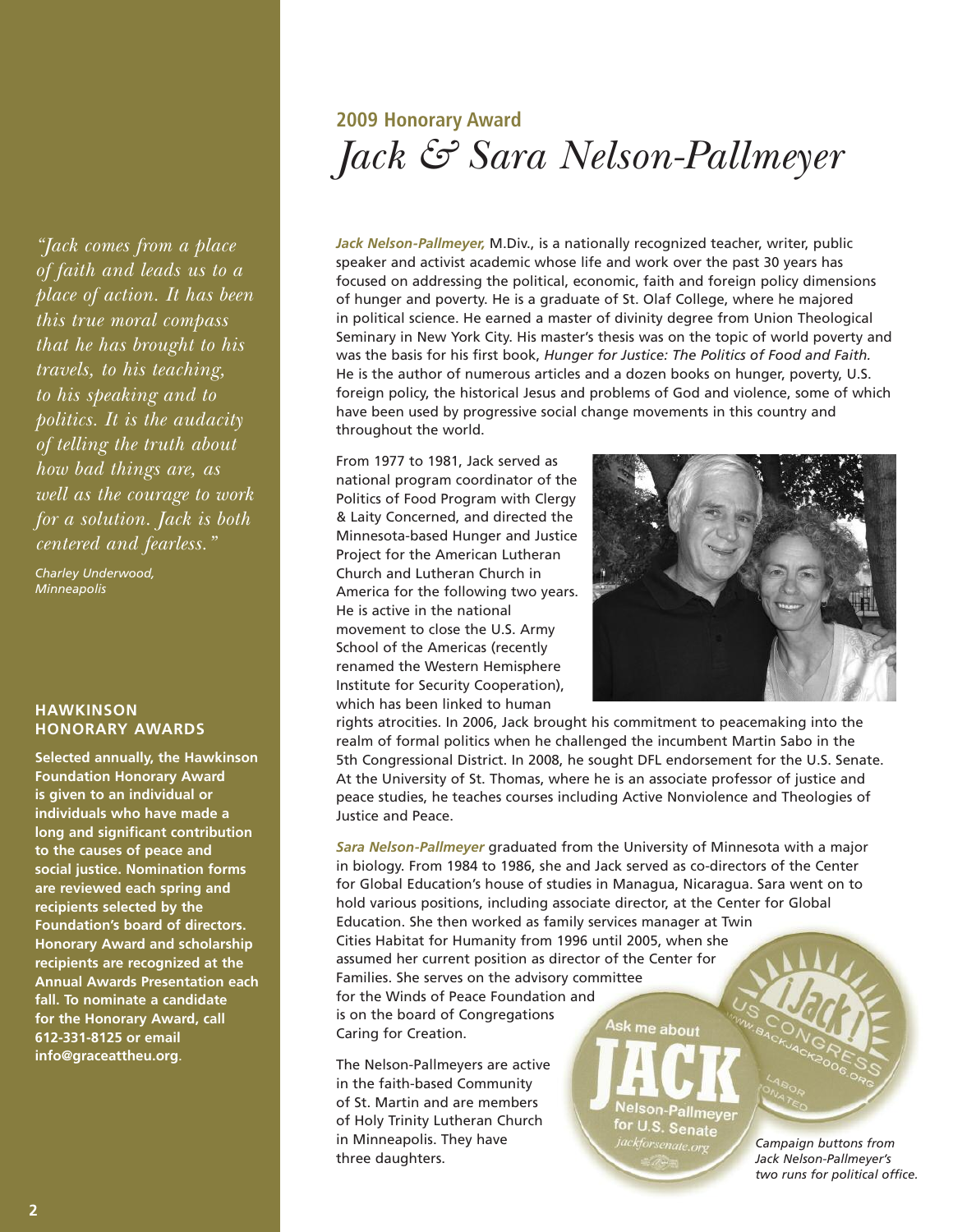## 2009 Honorary Award

# *Jack & Sara Nelson-Pallmeyer*

*"Jack comes from a place of faith and leads us to a place of action. It has been this true moral compass that he has brought to his travels, to his teaching, to his speaking and to politics. It is the audacity of telling the truth about how bad things are, as well as the courage to work for a solution. Jack is both centered and fearless."*

*Charley Underwood, Minneapolis*

***Jack Nelson-Pallmeyer,*** M.Div., is a nationally recognized teacher, writer, public speaker and activist academic whose life and work over the past 30 years has focused on addressing the political, economic, faith and foreign policy dimensions of hunger and poverty. He is a graduate of St. Olaf College, where he majored in political science. He earned a master of divinity degree from Union Theological Seminary in New York City. His master's thesis was on the topic of world poverty and was the basis for his first book, *Hunger for Justice: The Politics of Food and Faith.* He is the author of numerous articles and a dozen books on hunger, poverty, U.S. foreign policy, the historical Jesus and problems of God and violence, some of which have been used by progressive social change movements in this country and throughout the world.

From 1977 to 1981, Jack served as national program coordinator of the Politics of Food Program with Clergy & Laity Concerned, and directed the Minnesota-based Hunger and Justice Project for the American Lutheran Church and Lutheran Church in America for the following two years. He is active in the national movement to close the U.S. Army School of the Americas (recently renamed the Western Hemisphere Institute for Security Cooperation), which has been linked to human rights atrocities. In 2006, Jack brought his commitment to peacemaking into the realm of formal politics when he challenged the incumbent Martin Sabo in the 5th Congressional District. In 2008, he sought DFL endorsement for the U.S. Senate. At the University of St. Thomas, where he is an associate professor of justice and peace studies, he teaches courses including Active Nonviolence and Theologies of Justice and Peace.

***Sara Nelson-Pallmeyer*** graduated from the University of Minnesota with a major in biology. From 1984 to 1986, she and Jack served as co-directors of the Center for Global Education's house of studies in Managua, Nicaragua. Sara went on to hold various positions, including associate director, at the Center for Global Education. She then worked as family services manager at Twin Cities Habitat for Humanity from 1996 until 2005, when she assumed her current position as director of the Center for Families. She serves on the advisory committee for the Winds of Peace Foundation and is on the board of Congregations Caring for Creation.

The Nelson-Pallmeyers are active in the faith-based Community of St. Martin and are members of Holy Trinity Lutheran Church in Minneapolis. They have three daughters.

*Campaign buttons from Jack Nelson-Pallmeyer's two runs for political office.*

### HAWKINSON HONORARY AWARDS

**Selected annually, the Hawkinson Foundation Honorary Award is given to an individual or individuals who have made a long and significant contribution to the causes of peace and social justice. Nomination forms are reviewed each spring and recipients selected by the Foundation's board of directors. Honorary Award and scholarship recipients are recognized at the Annual Awards Presentation each fall. To nominate a candidate for the Honorary Award, call 612-331-8125 or email info@graceattheu.org.**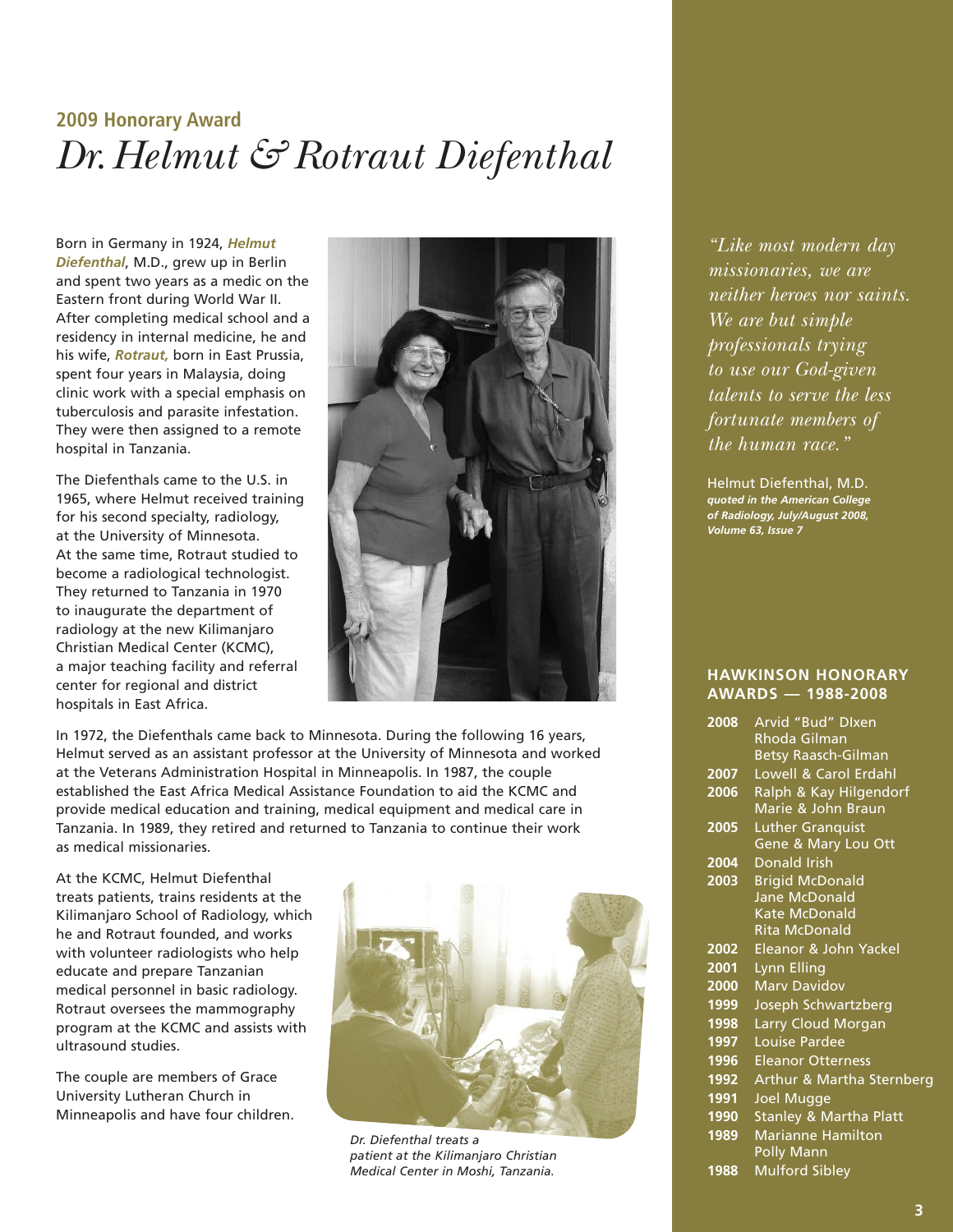## 2009 Honorary Award

# *Dr. Helmut & Rotraut Diefenthal*

Born in Germany in 1924, ***Helmut Diefenthal***, M.D., grew up in Berlin and spent two years as a medic on the Eastern front during World War II. After completing medical school and a residency in internal medicine, he and his wife, ***Rotraut,*** born in East Prussia, spent four years in Malaysia, doing clinic work with a special emphasis on tuberculosis and parasite infestation. They were then assigned to a remote hospital in Tanzania.

The Diefenthals came to the U.S. in 1965, where Helmut received training for his second specialty, radiology, at the University of Minnesota. At the same time, Rotraut studied to become a radiological technologist. They returned to Tanzania in 1970 to inaugurate the department of radiology at the new Kilimanjaro Christian Medical Center (KCMC), a major teaching facility and referral center for regional and district hospitals in East Africa.

In 1972, the Diefenthals came back to Minnesota. During the following 16 years, Helmut served as an assistant professor at the University of Minnesota and worked at the Veterans Administration Hospital in Minneapolis. In 1987, the couple established the East Africa Medical Assistance Foundation to aid the KCMC and provide medical education and training, medical equipment and medical care in Tanzania. In 1989, they retired and returned to Tanzania to continue their work as medical missionaries.

At the KCMC, Helmut Diefenthal treats patients, trains residents at the Kilimanjaro School of Radiology, which he and Rotraut founded, and works with volunteer radiologists who help educate and prepare Tanzanian medical personnel in basic radiology. Rotraut oversees the mammography program at the KCMC and assists with ultrasound studies.

The couple are members of Grace University Lutheran Church in Minneapolis and have four children.

*Dr. Diefenthal treats a patient at the Kilimanjaro Christian Medical Center in Moshi, Tanzania.*

*"Like most modern day missionaries, we are neither heroes nor saints. We are but simple professionals trying to use our God-given talents to serve the less fortunate members of the human race."*

Helmut Diefenthal, M.D.
***quoted in the American College of Radiology, July/August 2008, Volume 63, Issue 7***

### HAWKINSON HONORARY AWARDS — 1988-2008

| | |
|---|---|
| **2008** | Arvid "Bud" DIxen<br>Rhoda Gilman<br>Betsy Raasch-Gilman |
| **2007** | Lowell & Carol Erdahl |
| **2006** | Ralph & Kay Hilgendorf<br>Marie & John Braun |
| **2005** | Luther Granquist<br>Gene & Mary Lou Ott |
| **2004** | Donald Irish |
| **2003** | Brigid McDonald<br>Jane McDonald<br>Kate McDonald<br>Rita McDonald |
| **2002** | Eleanor & John Yackel |
| **2001** | Lynn Elling |
| **2000** | Marv Davidov |
| **1999** | Joseph Schwartzberg |
| **1998** | Larry Cloud Morgan |
| **1997** | Louise Pardee |
| **1996** | Eleanor Otterness |
| **1992** | Arthur & Martha Sternberg |
| **1991** | Joel Mugge |
| **1990** | Stanley & Martha Platt |
| **1989** | Marianne Hamilton<br>Polly Mann |
| **1988** | Mulford Sibley |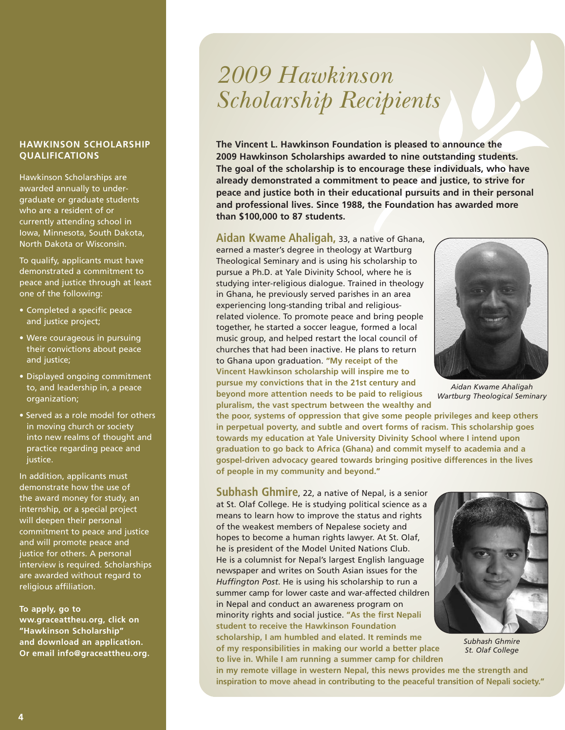# 2009 Hawkinson Scholarship Recipients

**The Vincent L. Hawkinson Foundation is pleased to announce the 2009 Hawkinson Scholarships awarded to nine outstanding students. The goal of the scholarship is to encourage these individuals, who have already demonstrated a commitment to peace and justice, to strive for peace and justice both in their educational pursuits and in their personal and professional lives. Since 1988, the Foundation has awarded more than $100,000 to 87 students.**

**Aidan Kwame Ahaligah,** 33, a native of Ghana, earned a master's degree in theology at Wartburg Theological Seminary and is using his scholarship to pursue a Ph.D. at Yale Divinity School, where he is studying inter-religious dialogue. Trained in theology in Ghana, he previously served parishes in an area experiencing long-standing tribal and religious-related violence. To promote peace and bring people together, he started a soccer league, formed a local music group, and helped restart the local council of churches that had been inactive. He plans to return to Ghana upon graduation. **"My receipt of the Vincent Hawkinson scholarship will inspire me to pursue my convictions that in the 21st century and beyond more attention needs to be paid to religious pluralism, the vast spectrum between the wealthy and the poor, systems of oppression that give some people privileges and keep others in perpetual poverty, and subtle and overt forms of racism. This scholarship goes towards my education at Yale University Divinity School where I intend upon graduation to go back to Africa (Ghana) and commit myself to academia and a gospel-driven advocacy geared towards bringing positive differences in the lives of people in my community and beyond."**

*Aidan Kwame Ahaligah*
*Wartburg Theological Seminary*

**Subhash Ghmire**, 22, a native of Nepal, is a senior at St. Olaf College. He is studying political science as a means to learn how to improve the status and rights of the weakest members of Nepalese society and hopes to become a human rights lawyer. At St. Olaf, he is president of the Model United Nations Club. He is a columnist for Nepal's largest English language newspaper and writes on South Asian issues for the *Huffington Post*. He is using his scholarship to run a summer camp for lower caste and war-affected children in Nepal and conduct an awareness program on minority rights and social justice. **"As the first Nepali student to receive the Hawkinson Foundation scholarship, I am humbled and elated. It reminds me of my responsibilities in making our world a better place to live in. While I am running a summer camp for children in my remote village in western Nepal, this news provides me the strength and inspiration to move ahead in contributing to the peaceful transition of Nepali society."**

*Subhash Ghmire*
*St. Olaf College*

## HAWKINSON SCHOLARSHIP QUALIFICATIONS

Hawkinson Scholarships are awarded annually to undergraduate or graduate students who are a resident of or currently attending school in Iowa, Minnesota, South Dakota, North Dakota or Wisconsin.

To qualify, applicants must have demonstrated a commitment to peace and justice through at least one of the following:

- Completed a specific peace and justice project;
- Were courageous in pursuing their convictions about peace and justice;
- Displayed ongoing commitment to, and leadership in, a peace organization;
- Served as a role model for others in moving church or society into new realms of thought and practice regarding peace and justice.

In addition, applicants must demonstrate how the use of the award money for study, an internship, or a special project will deepen their personal commitment to peace and justice and will promote peace and justice for others. A personal interview is required. Scholarships are awarded without regard to religious affiliation.

**To apply, go to ww.graceattheu.org, click on "Hawkinson Scholarship" and download an application. Or email info@graceattheu.org.**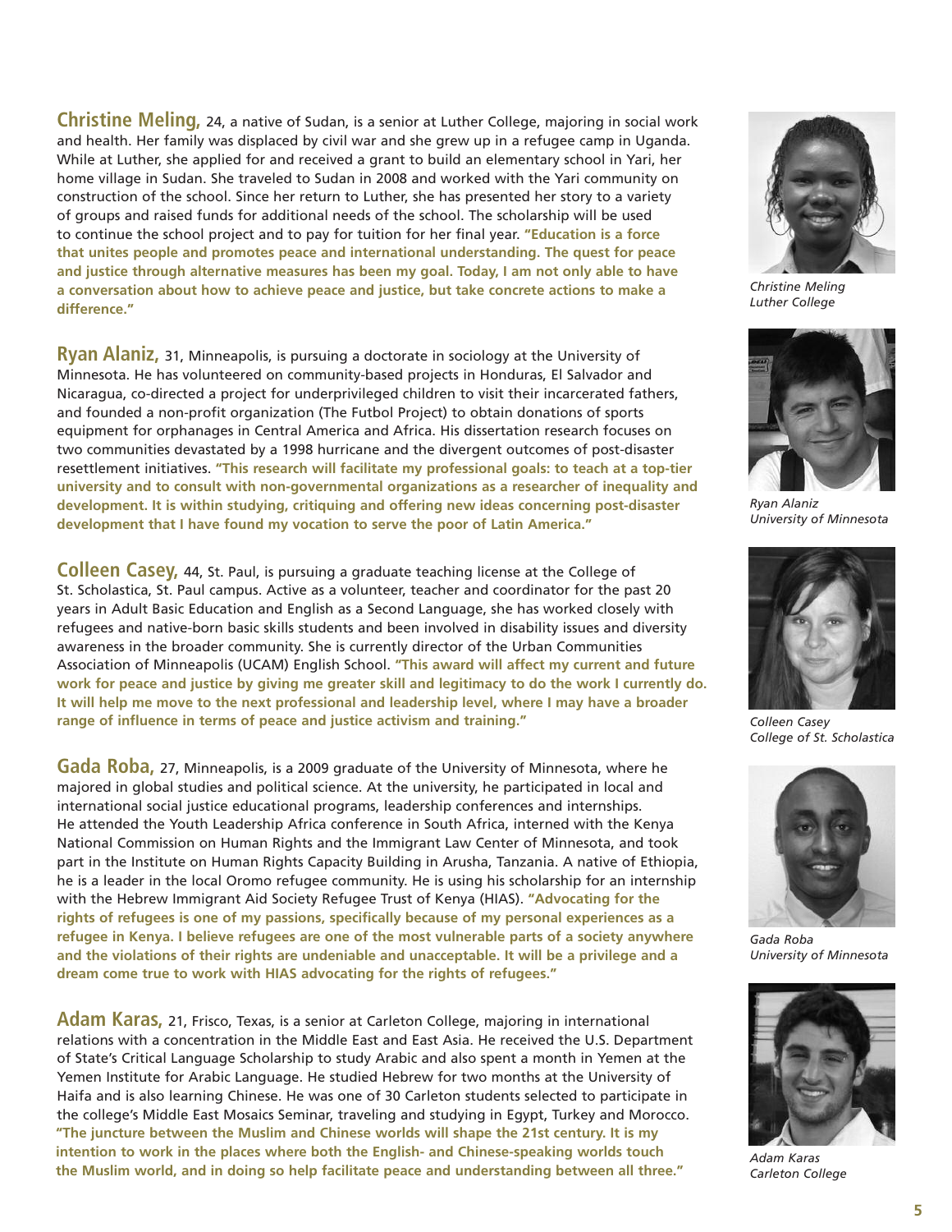**Christine Meling,** 24, a native of Sudan, is a senior at Luther College, majoring in social work and health. Her family was displaced by civil war and she grew up in a refugee camp in Uganda. While at Luther, she applied for and received a grant to build an elementary school in Yari, her home village in Sudan. She traveled to Sudan in 2008 and worked with the Yari community on construction of the school. Since her return to Luther, she has presented her story to a variety of groups and raised funds for additional needs of the school. The scholarship will be used to continue the school project and to pay for tuition for her final year. **"Education is a force that unites people and promotes peace and international understanding. The quest for peace and justice through alternative measures has been my goal. Today, I am not only able to have a conversation about how to achieve peace and justice, but take concrete actions to make a difference."**

*Christine Meling*
*Luther College*

**Ryan Alaniz,** 31, Minneapolis, is pursuing a doctorate in sociology at the University of Minnesota. He has volunteered on community-based projects in Honduras, El Salvador and Nicaragua, co-directed a project for underprivileged children to visit their incarcerated fathers, and founded a non-profit organization (The Futbol Project) to obtain donations of sports equipment for orphanages in Central America and Africa. His dissertation research focuses on two communities devastated by a 1998 hurricane and the divergent outcomes of post-disaster resettlement initiatives. **"This research will facilitate my professional goals: to teach at a top-tier university and to consult with non-governmental organizations as a researcher of inequality and development. It is within studying, critiquing and offering new ideas concerning post-disaster development that I have found my vocation to serve the poor of Latin America."**

*Ryan Alaniz*
*University of Minnesota*

**Colleen Casey,** 44, St. Paul, is pursuing a graduate teaching license at the College of St. Scholastica, St. Paul campus. Active as a volunteer, teacher and coordinator for the past 20 years in Adult Basic Education and English as a Second Language, she has worked closely with refugees and native-born basic skills students and been involved in disability issues and diversity awareness in the broader community. She is currently director of the Urban Communities Association of Minneapolis (UCAM) English School. **"This award will affect my current and future work for peace and justice by giving me greater skill and legitimacy to do the work I currently do. It will help me move to the next professional and leadership level, where I may have a broader range of influence in terms of peace and justice activism and training."**

*Colleen Casey*
*College of St. Scholastica*

**Gada Roba,** 27, Minneapolis, is a 2009 graduate of the University of Minnesota, where he majored in global studies and political science. At the university, he participated in local and international social justice educational programs, leadership conferences and internships. He attended the Youth Leadership Africa conference in South Africa, interned with the Kenya National Commission on Human Rights and the Immigrant Law Center of Minnesota, and took part in the Institute on Human Rights Capacity Building in Arusha, Tanzania. A native of Ethiopia, he is a leader in the local Oromo refugee community. He is using his scholarship for an internship with the Hebrew Immigrant Aid Society Refugee Trust of Kenya (HIAS). **"Advocating for the rights of refugees is one of my passions, specifically because of my personal experiences as a refugee in Kenya. I believe refugees are one of the most vulnerable parts of a society anywhere and the violations of their rights are undeniable and unacceptable. It will be a privilege and a dream come true to work with HIAS advocating for the rights of refugees."**

*Gada Roba*
*University of Minnesota*

**Adam Karas,** 21, Frisco, Texas, is a senior at Carleton College, majoring in international relations with a concentration in the Middle East and East Asia. He received the U.S. Department of State's Critical Language Scholarship to study Arabic and also spent a month in Yemen at the Yemen Institute for Arabic Language. He studied Hebrew for two months at the University of Haifa and is also learning Chinese. He was one of 30 Carleton students selected to participate in the college's Middle East Mosaics Seminar, traveling and studying in Egypt, Turkey and Morocco. **"The juncture between the Muslim and Chinese worlds will shape the 21st century. It is my intention to work in the places where both the English- and Chinese-speaking worlds touch the Muslim world, and in doing so help facilitate peace and understanding between all three."**

*Adam Karas*
*Carleton College*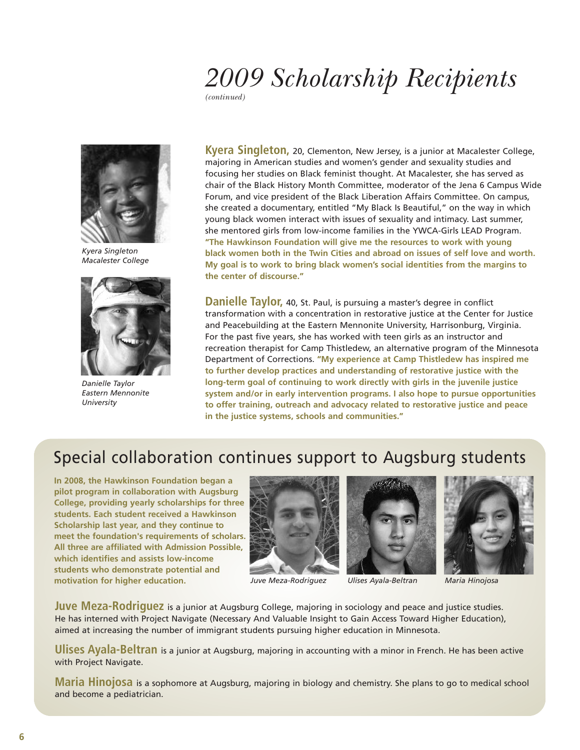# *2009 Scholarship Recipients*

*(continued)*

*Kyera Singleton*
*Macalester College*

**Kyera Singleton,** 20, Clementon, New Jersey, is a junior at Macalester College, majoring in American studies and women's gender and sexuality studies and focusing her studies on Black feminist thought. At Macalester, she has served as chair of the Black History Month Committee, moderator of the Jena 6 Campus Wide Forum, and vice president of the Black Liberation Affairs Committee. On campus, she created a documentary, entitled "My Black Is Beautiful," on the way in which young black women interact with issues of sexuality and intimacy. Last summer, she mentored girls from low-income families in the YWCA-Girls LEAD Program. **"The Hawkinson Foundation will give me the resources to work with young black women both in the Twin Cities and abroad on issues of self love and worth. My goal is to work to bring black women's social identities from the margins to the center of discourse."**

*Danielle Taylor*
*Eastern Mennonite University*

**Danielle Taylor,** 40, St. Paul, is pursuing a master's degree in conflict transformation with a concentration in restorative justice at the Center for Justice and Peacebuilding at the Eastern Mennonite University, Harrisonburg, Virginia. For the past five years, she has worked with teen girls as an instructor and recreation therapist for Camp Thistledew, an alternative program of the Minnesota Department of Corrections. **"My experience at Camp Thistledew has inspired me to further develop practices and understanding of restorative justice with the long-term goal of continuing to work directly with girls in the juvenile justice system and/or in early intervention programs. I also hope to pursue opportunities to offer training, outreach and advocacy related to restorative justice and peace in the justice systems, schools and communities."**

## Special collaboration continues support to Augsburg students

**In 2008, the Hawkinson Foundation began a pilot program in collaboration with Augsburg College, providing yearly scholarships for three students. Each student received a Hawkinson Scholarship last year, and they continue to meet the foundation's requirements of scholars. All three are affiliated with Admission Possible, which identifies and assists low-income students who demonstrate potential and motivation for higher education.**

*Juve Meza-Rodriguez*

*Ulises Ayala-Beltran*

*Maria Hinojosa*

**Juve Meza-Rodriguez** is a junior at Augsburg College, majoring in sociology and peace and justice studies. He has interned with Project Navigate (Necessary And Valuable Insight to Gain Access Toward Higher Education), aimed at increasing the number of immigrant students pursuing higher education in Minnesota.

**Ulises Ayala-Beltran** is a junior at Augsburg, majoring in accounting with a minor in French. He has been active with Project Navigate.

**Maria Hinojosa** is a sophomore at Augsburg, majoring in biology and chemistry. She plans to go to medical school and become a pediatrician.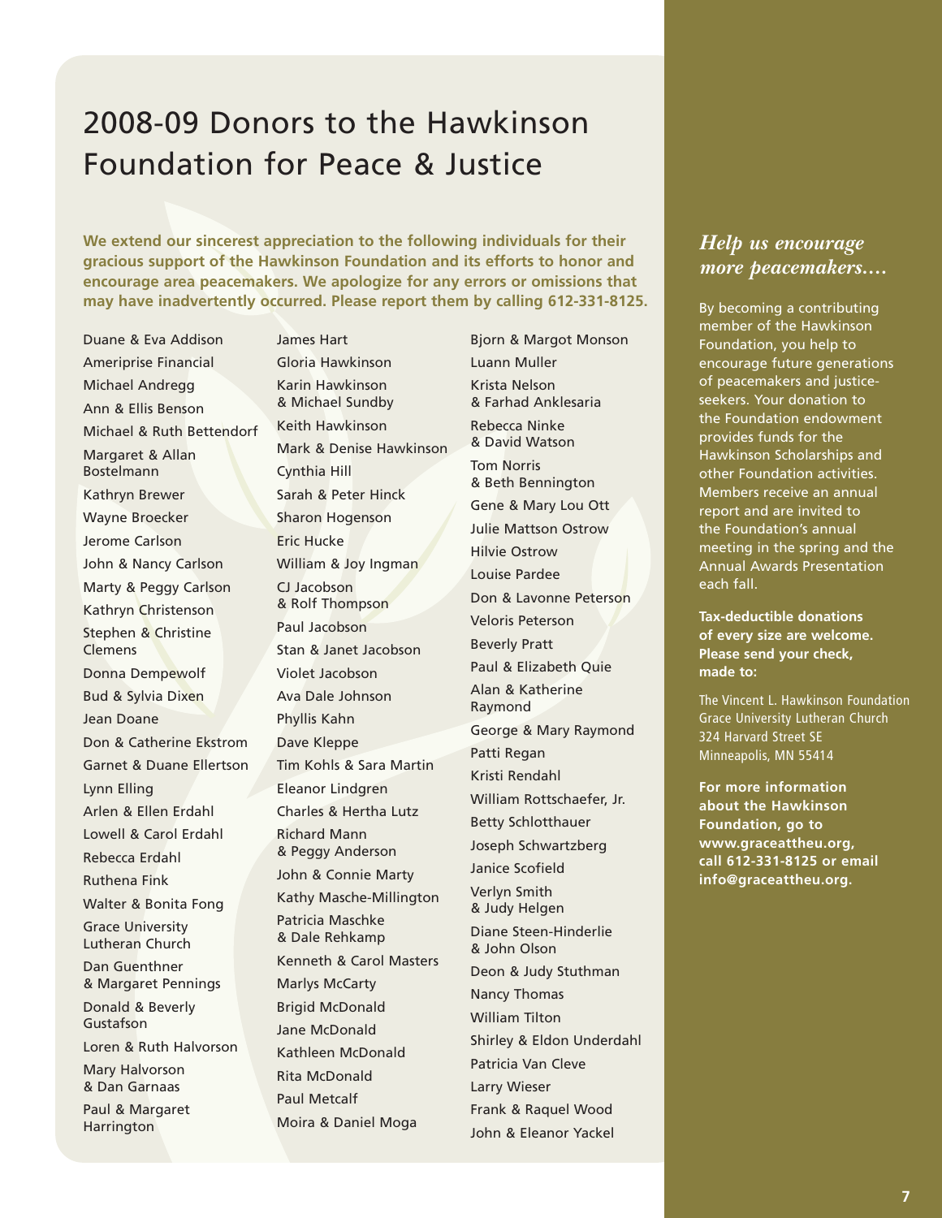# 2008-09 Donors to the Hawkinson Foundation for Peace & Justice

**We extend our sincerest appreciation to the following individuals for their gracious support of the Hawkinson Foundation and its efforts to honor and encourage area peacemakers. We apologize for any errors or omissions that may have inadvertently occurred. Please report them by calling 612-331-8125.**

Duane & Eva Addison
Ameriprise Financial
Michael Andregg
Ann & Ellis Benson
Michael & Ruth Bettendorf
Margaret & Allan Bostelmann
Kathryn Brewer
Wayne Broecker
Jerome Carlson
John & Nancy Carlson
Marty & Peggy Carlson
Kathryn Christenson
Stephen & Christine Clemens
Donna Dempewolf
Bud & Sylvia Dixen
Jean Doane
Don & Catherine Ekstrom
Garnet & Duane Ellertson
Lynn Elling
Arlen & Ellen Erdahl
Lowell & Carol Erdahl
Rebecca Erdahl
Ruthena Fink
Walter & Bonita Fong
Grace University Lutheran Church
Dan Guenthner & Margaret Pennings
Donald & Beverly Gustafson
Loren & Ruth Halvorson
Mary Halvorson & Dan Garnaas
Paul & Margaret Harrington
James Hart
Gloria Hawkinson
Karin Hawkinson & Michael Sundby
Keith Hawkinson
Mark & Denise Hawkinson
Cynthia Hill
Sarah & Peter Hinck
Sharon Hogenson
Eric Hucke
William & Joy Ingman
CJ Jacobson & Rolf Thompson
Paul Jacobson
Stan & Janet Jacobson
Violet Jacobson
Ava Dale Johnson
Phyllis Kahn
Dave Kleppe
Tim Kohls & Sara Martin
Eleanor Lindgren
Charles & Hertha Lutz
Richard Mann & Peggy Anderson
John & Connie Marty
Kathy Masche-Millington
Patricia Maschke & Dale Rehkamp
Kenneth & Carol Masters
Marlys McCarty
Brigid McDonald
Jane McDonald
Kathleen McDonald
Rita McDonald
Paul Metcalf
Moira & Daniel Moga
Bjorn & Margot Monson
Luann Muller
Krista Nelson & Farhad Anklesaria
Rebecca Ninke & David Watson
Tom Norris & Beth Bennington
Gene & Mary Lou Ott
Julie Mattson Ostrow
Hilvie Ostrow
Louise Pardee
Don & Lavonne Peterson
Veloris Peterson
Beverly Pratt
Paul & Elizabeth Quie
Alan & Katherine Raymond
George & Mary Raymond
Patti Regan
Kristi Rendahl
William Rottschaefer, Jr.
Betty Schlotthauer
Joseph Schwartzberg
Janice Scofield
Verlyn Smith & Judy Helgen
Diane Steen-Hinderlie & John Olson
Deon & Judy Stuthman
Nancy Thomas
William Tilton
Shirley & Eldon Underdahl
Patricia Van Cleve
Larry Wieser
Frank & Raquel Wood
John & Eleanor Yackel

## *Help us encourage more peacemakers….*

By becoming a contributing member of the Hawkinson Foundation, you help to encourage future generations of peacemakers and justice-seekers. Your donation to the Foundation endowment provides funds for the Hawkinson Scholarships and other Foundation activities. Members receive an annual report and are invited to the Foundation's annual meeting in the spring and the Annual Awards Presentation each fall.

**Tax-deductible donations of every size are welcome. Please send your check, made to:**

The Vincent L. Hawkinson Foundation
Grace University Lutheran Church
324 Harvard Street SE
Minneapolis, MN 55414

**For more information about the Hawkinson Foundation, go to www.graceattheu.org, call 612-331-8125 or email info@graceattheu.org.**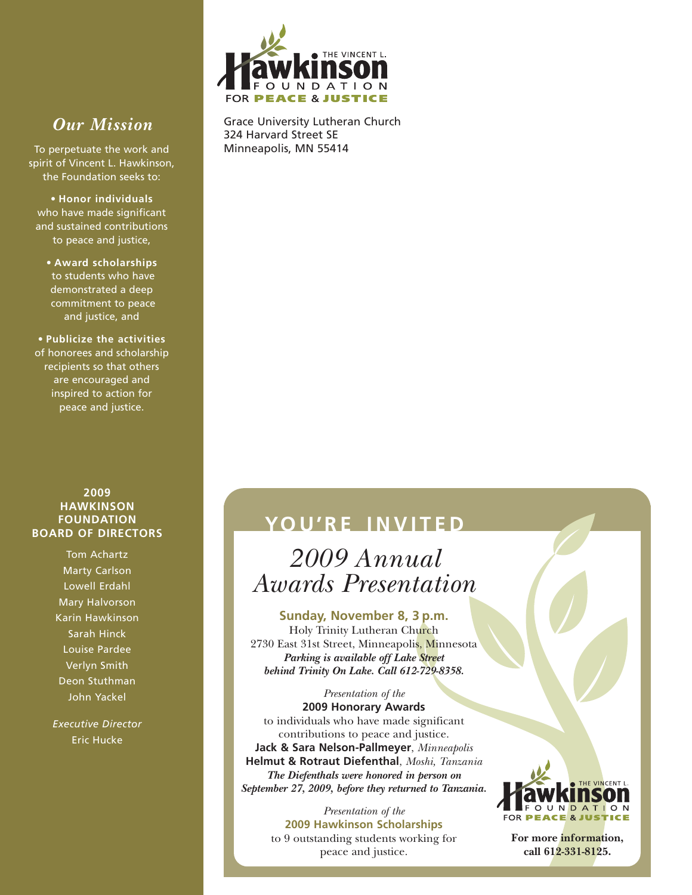THE VINCENT L. Hawkinson FOUNDATION FOR PEACE & JUSTICE

Grace University Lutheran Church
324 Harvard Street SE
Minneapolis, MN 55414

## *Our Mission*

To perpetuate the work and spirit of Vincent L. Hawkinson, the Foundation seeks to:

- **Honor individuals** who have made significant and sustained contributions to peace and justice,
- **Award scholarships** to students who have demonstrated a deep commitment to peace and justice, and
- **Publicize the activities** of honorees and scholarship recipients so that others are encouraged and inspired to action for peace and justice.

### 2009 HAWKINSON FOUNDATION BOARD OF DIRECTORS

Tom Achartz
Marty Carlson
Lowell Erdahl
Mary Halvorson
Karin Hawkinson
Sarah Hinck
Louise Pardee
Verlyn Smith
Deon Stuthman
John Yackel

*Executive Director*
Eric Hucke

## YOU'RE INVITED

# *2009 Annual Awards Presentation*

**Sunday, November 8, 3 p.m.**
Holy Trinity Lutheran Church
2730 East 31st Street, Minneapolis, Minnesota
***Parking is available off Lake Street behind Trinity On Lake. Call 612-729-8358.***

*Presentation of the*
**2009 Honorary Awards**
to individuals who have made significant contributions to peace and justice.
**Jack & Sara Nelson-Pallmeyer**, *Minneapolis*
**Helmut & Rotraut Diefenthal**, *Moshi, Tanzania*
***The Diefenthals were honored in person on September 27, 2009, before they returned to Tanzania.***

*Presentation of the*
**2009 Hawkinson Scholarships**
to 9 outstanding students working for peace and justice.

THE VINCENT L. Hawkinson FOUNDATION FOR PEACE & JUSTICE

**For more information, call 612-331-8125.**